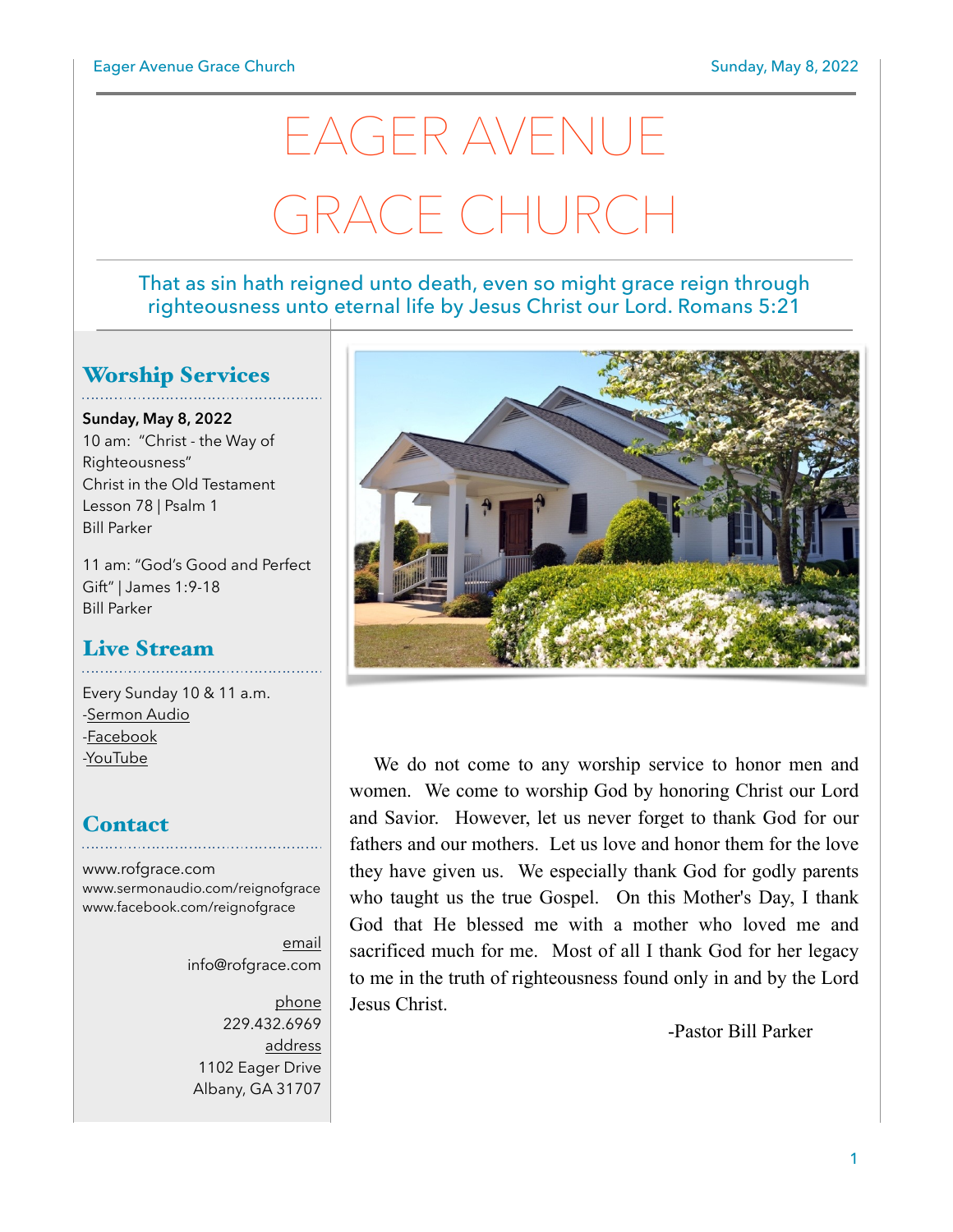# EAGER AVENUE GRACE CHURCH

That as sin hath reigned unto death, even so might grace reign through righteousness unto eternal life by Jesus Christ our Lord. Romans 5:21

## Worship Services

**Sunday, May 8, 2022**

10 am: "Christ - the Way of Righteousness"
Christ in the Old Testament
Lesson 78 | Psalm 1
Bill Parker

11 am: "God's Good and Perfect Gift" | James 1:9-18
Bill Parker

## Live Stream

Every Sunday 10 & 11 a.m.
-Sermon Audio
-Facebook
-YouTube

## Contact

www.rofgrace.com
www.sermonaudio.com/reignofgrace
www.facebook.com/reignofgrace

email
info@rofgrace.com

phone
229.432.6969

address
1102 Eager Drive
Albany, GA 31707

We do not come to any worship service to honor men and women. We come to worship God by honoring Christ our Lord and Savior. However, let us never forget to thank God for our fathers and our mothers. Let us love and honor them for the love they have given us. We especially thank God for godly parents who taught us the true Gospel. On this Mother's Day, I thank God that He blessed me with a mother who loved me and sacrificed much for me. Most of all I thank God for her legacy to me in the truth of righteousness found only in and by the Lord Jesus Christ.

-Pastor Bill Parker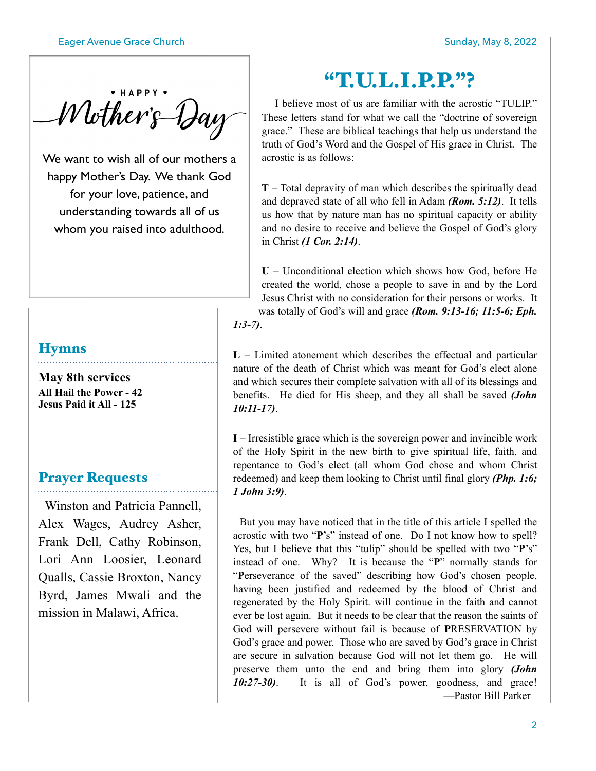HAPPY

# Mother's Day

We want to wish all of our mothers a happy Mother's Day. We thank God for your love, patience, and understanding towards all of us whom you raised into adulthood.

## Hymns

**May 8th services**

**All Hail the Power - 42**
**Jesus Paid it All - 125**

## Prayer Requests

Winston and Patricia Pannell, Alex Wages, Audrey Asher, Frank Dell, Cathy Robinson, Lori Ann Loosier, Leonard Qualls, Cassie Broxton, Nancy Byrd, James Mwali and the mission in Malawi, Africa.

# "T.U.L.I.P.P."?

I believe most of us are familiar with the acrostic "TULIP." These letters stand for what we call the "doctrine of sovereign grace." These are biblical teachings that help us understand the truth of God's Word and the Gospel of His grace in Christ. The acrostic is as follows:

**T** – Total depravity of man which describes the spiritually dead and depraved state of all who fell in Adam ***(Rom. 5:12)***. It tells us how that by nature man has no spiritual capacity or ability and no desire to receive and believe the Gospel of God's glory in Christ ***(1 Cor. 2:14)***.

**U** – Unconditional election which shows how God, before He created the world, chose a people to save in and by the Lord Jesus Christ with no consideration for their persons or works. It was totally of God's will and grace ***(Rom. 9:13-16; 11:5-6; Eph. 1:3-7)***.

**L** – Limited atonement which describes the effectual and particular nature of the death of Christ which was meant for God's elect alone and which secures their complete salvation with all of its blessings and benefits. He died for His sheep, and they all shall be saved ***(John 10:11-17)***.

**I** – Irresistible grace which is the sovereign power and invincible work of the Holy Spirit in the new birth to give spiritual life, faith, and repentance to God's elect (all whom God chose and whom Christ redeemed) and keep them looking to Christ until final glory ***(Php. 1:6; 1 John 3:9)***.

But you may have noticed that in the title of this article I spelled the acrostic with two "**P**'s" instead of one. Do I not know how to spell? Yes, but I believe that this "tulip" should be spelled with two "**P**'s" instead of one. Why? It is because the "**P**" normally stands for "**P**erseverance of the saved" describing how God's chosen people, having been justified and redeemed by the blood of Christ and regenerated by the Holy Spirit. will continue in the faith and cannot ever be lost again. But it needs to be clear that the reason the saints of God will persevere without fail is because of **P**RESERVATION by God's grace and power. Those who are saved by God's grace in Christ are secure in salvation because God will not let them go. He will preserve them unto the end and bring them into glory ***(John 10:27-30)***. It is all of God's power, goodness, and grace!

—Pastor Bill Parker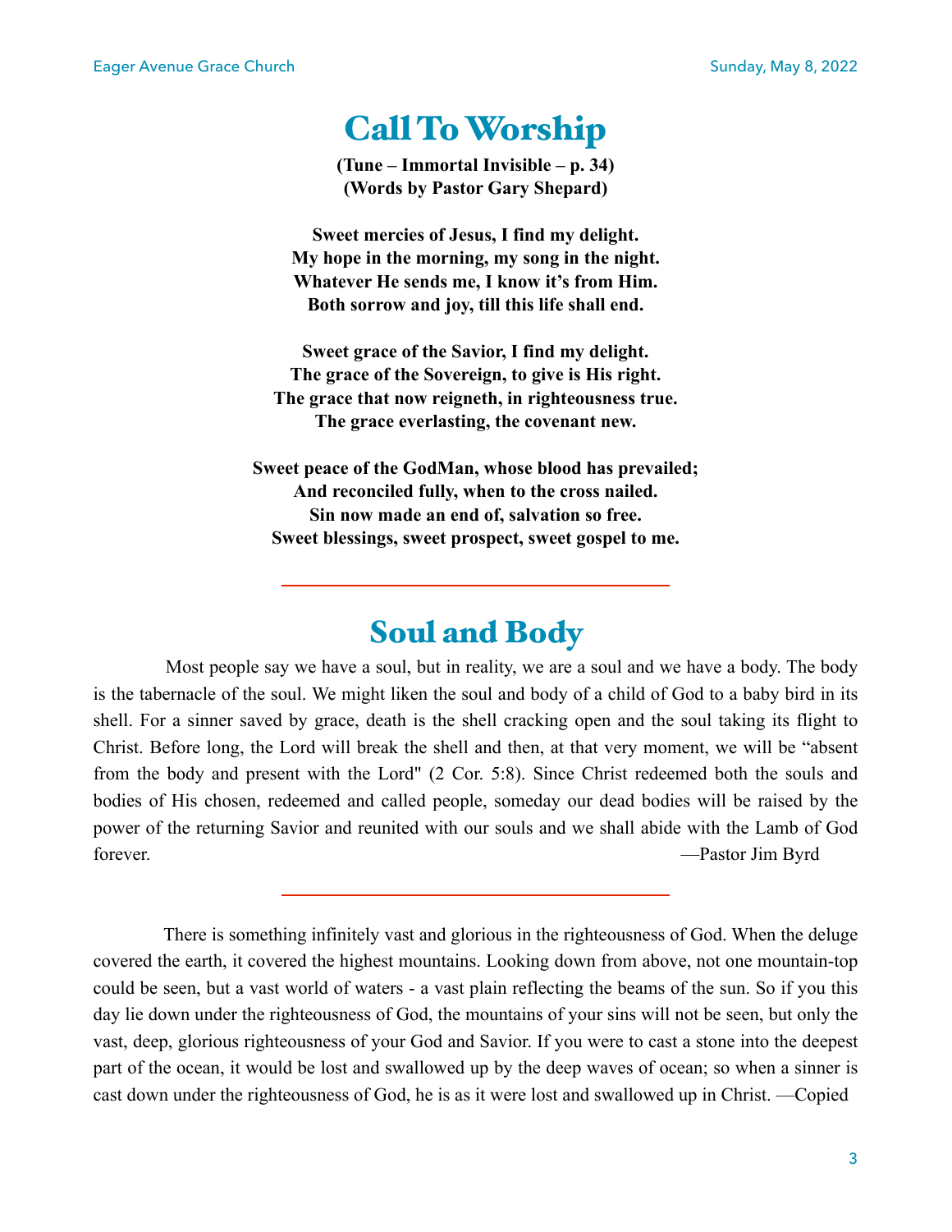# Call To Worship

**(Tune – Immortal Invisible – p. 34)**
**(Words by Pastor Gary Shepard)**

**Sweet mercies of Jesus, I find my delight.**
**My hope in the morning, my song in the night.**
**Whatever He sends me, I know it's from Him.**
**Both sorrow and joy, till this life shall end.**

**Sweet grace of the Savior, I find my delight.**
**The grace of the Sovereign, to give is His right.**
**The grace that now reigneth, in righteousness true.**
**The grace everlasting, the covenant new.**

**Sweet peace of the GodMan, whose blood has prevailed;**
**And reconciled fully, when to the cross nailed.**
**Sin now made an end of, salvation so free.**
**Sweet blessings, sweet prospect, sweet gospel to me.**

---

# Soul and Body

Most people say we have a soul, but in reality, we are a soul and we have a body. The body is the tabernacle of the soul. We might liken the soul and body of a child of God to a baby bird in its shell. For a sinner saved by grace, death is the shell cracking open and the soul taking its flight to Christ. Before long, the Lord will break the shell and then, at that very moment, we will be "absent from the body and present with the Lord" (2 Cor. 5:8). Since Christ redeemed both the souls and bodies of His chosen, redeemed and called people, someday our dead bodies will be raised by the power of the returning Savior and reunited with our souls and we shall abide with the Lamb of God forever. —Pastor Jim Byrd

---

There is something infinitely vast and glorious in the righteousness of God. When the deluge covered the earth, it covered the highest mountains. Looking down from above, not one mountain-top could be seen, but a vast world of waters - a vast plain reflecting the beams of the sun. So if you this day lie down under the righteousness of God, the mountains of your sins will not be seen, but only the vast, deep, glorious righteousness of your God and Savior. If you were to cast a stone into the deepest part of the ocean, it would be lost and swallowed up by the deep waves of ocean; so when a sinner is cast down under the righteousness of God, he is as it were lost and swallowed up in Christ. —Copied